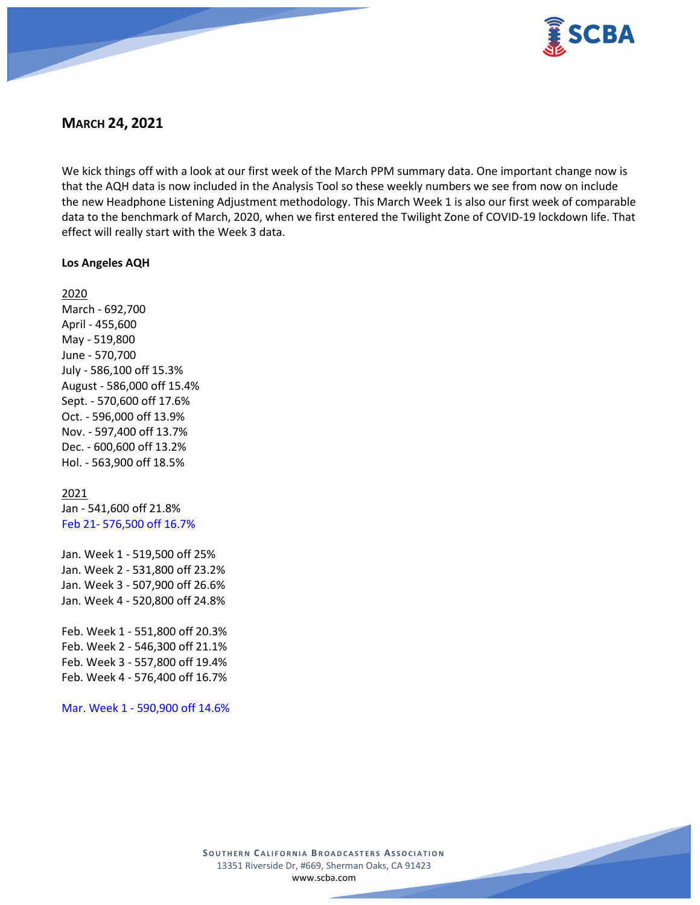## MARCH 24, 2021

We kick things off with a look at our first week of the March PPM summary data. One important change now is that the AQH data is now included in the Analysis Tool so these weekly numbers we see from now on include the new Headphone Listening Adjustment methodology. This March Week 1 is also our first week of comparable data to the benchmark of March, 2020, when we first entered the Twilight Zone of COVID-19 lockdown life. That effect will really start with the Week 3 data.

**Los Angeles AQH**

2020
March - 692,700
April - 455,600
May - 519,800
June - 570,700
July - 586,100 off 15.3%
August - 586,000 off 15.4%
Sept. - 570,600 off 17.6%
Oct. - 596,000 off 13.9%
Nov. - 597,400 off 13.7%
Dec. - 600,600 off 13.2%
Hol. - 563,900 off 18.5%

2021
Jan - 541,600 off 21.8%
Feb 21- 576,500 off 16.7%

Jan. Week 1 - 519,500 off 25%
Jan. Week 2 - 531,800 off 23.2%
Jan. Week 3 - 507,900 off 26.6%
Jan. Week 4 - 520,800 off 24.8%

Feb. Week 1 - 551,800 off 20.3%
Feb. Week 2 - 546,300 off 21.1%
Feb. Week 3 - 557,800 off 19.4%
Feb. Week 4 - 576,400 off 16.7%

Mar. Week 1 - 590,900 off 14.6%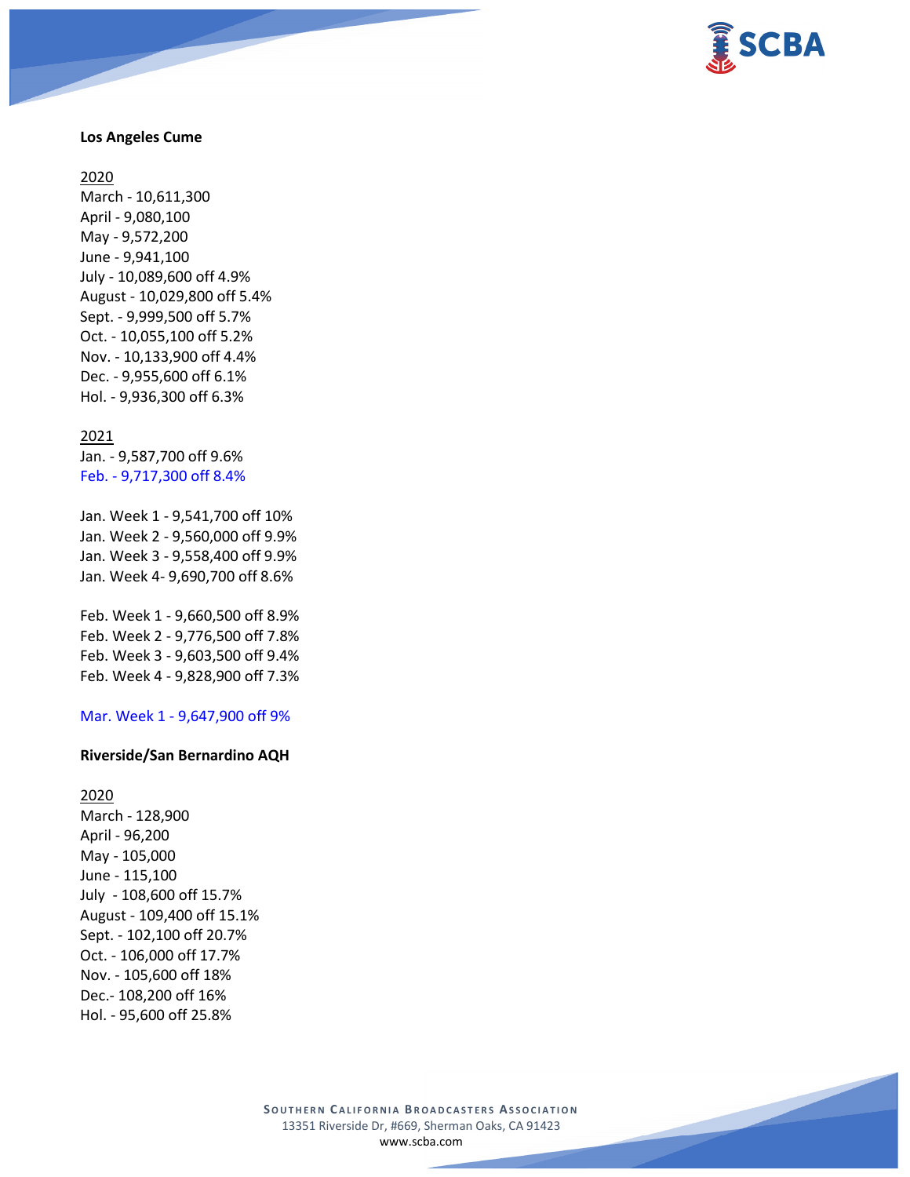**Los Angeles Cume**

2020

March - 10,611,300
April - 9,080,100
May - 9,572,200
June - 9,941,100
July - 10,089,600 off 4.9%
August - 10,029,800 off 5.4%
Sept. - 9,999,500 off 5.7%
Oct. - 10,055,100 off 5.2%
Nov. - 10,133,900 off 4.4%
Dec. - 9,955,600 off 6.1%
Hol. - 9,936,300 off 6.3%

2021

Jan. - 9,587,700 off 9.6%
Feb. - 9,717,300 off 8.4%

Jan. Week 1 - 9,541,700 off 10%
Jan. Week 2 - 9,560,000 off 9.9%
Jan. Week 3 - 9,558,400 off 9.9%
Jan. Week 4- 9,690,700 off 8.6%

Feb. Week 1 - 9,660,500 off 8.9%
Feb. Week 2 - 9,776,500 off 7.8%
Feb. Week 3 - 9,603,500 off 9.4%
Feb. Week 4 - 9,828,900 off 7.3%

Mar. Week 1 - 9,647,900 off 9%

**Riverside/San Bernardino AQH**

2020

March - 128,900
April - 96,200
May - 105,000
June - 115,100
July - 108,600 off 15.7%
August - 109,400 off 15.1%
Sept. - 102,100 off 20.7%
Oct. - 106,000 off 17.7%
Nov. - 105,600 off 18%
Dec.- 108,200 off 16%
Hol. - 95,600 off 25.8%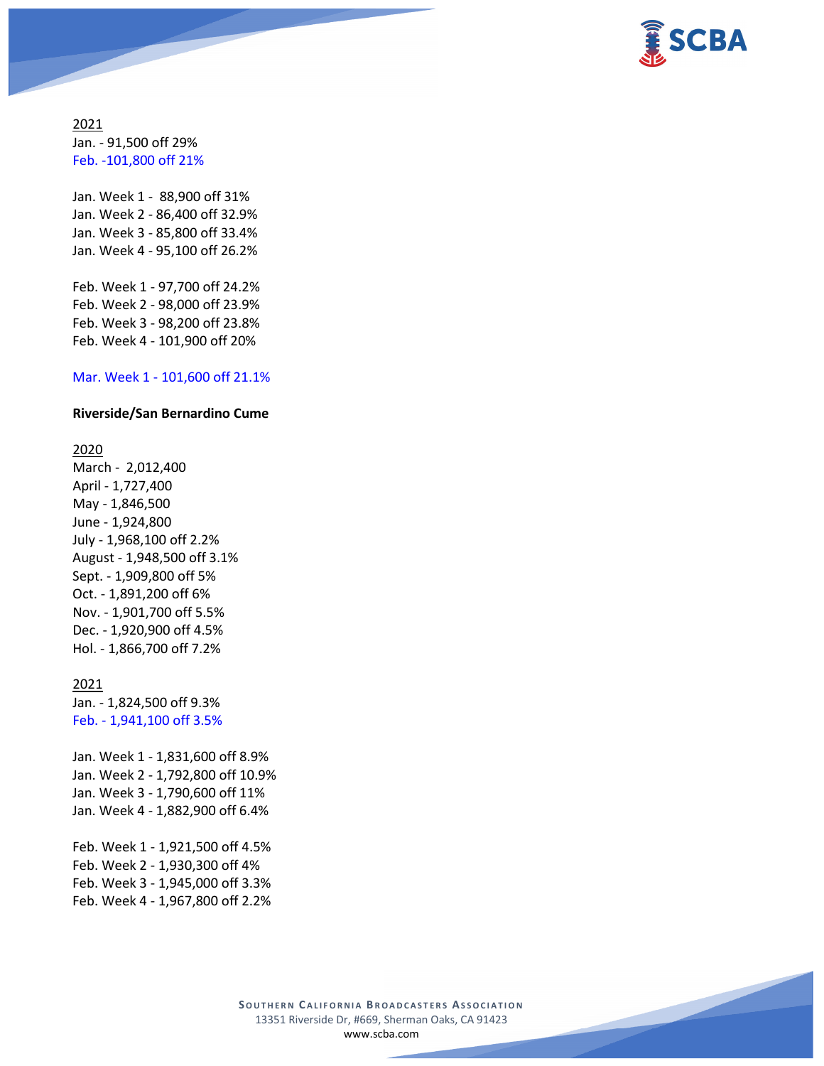2021

Jan. - 91,500 off 29%

Feb. -101,800 off 21%

Jan. Week 1 - 88,900 off 31%

Jan. Week 2 - 86,400 off 32.9%

Jan. Week 3 - 85,800 off 33.4%

Jan. Week 4 - 95,100 off 26.2%

Feb. Week 1 - 97,700 off 24.2%

Feb. Week 2 - 98,000 off 23.9%

Feb. Week 3 - 98,200 off 23.8%

Feb. Week 4 - 101,900 off 20%

Mar. Week 1 - 101,600 off 21.1%

**Riverside/San Bernardino Cume**

2020

March - 2,012,400

April - 1,727,400

May - 1,846,500

June - 1,924,800

July - 1,968,100 off 2.2%

August - 1,948,500 off 3.1%

Sept. - 1,909,800 off 5%

Oct. - 1,891,200 off 6%

Nov. - 1,901,700 off 5.5%

Dec. - 1,920,900 off 4.5%

Hol. - 1,866,700 off 7.2%

2021

Jan. - 1,824,500 off 9.3%

Feb. - 1,941,100 off 3.5%

Jan. Week 1 - 1,831,600 off 8.9%

Jan. Week 2 - 1,792,800 off 10.9%

Jan. Week 3 - 1,790,600 off 11%

Jan. Week 4 - 1,882,900 off 6.4%

Feb. Week 1 - 1,921,500 off 4.5%

Feb. Week 2 - 1,930,300 off 4%

Feb. Week 3 - 1,945,000 off 3.3%

Feb. Week 4 - 1,967,800 off 2.2%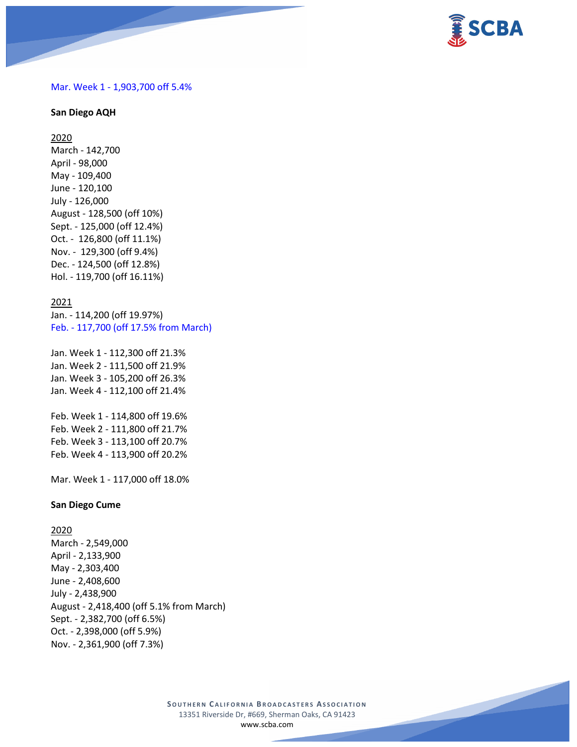Mar. Week 1 - 1,903,700 off 5.4%

**San Diego AQH**

2020
March - 142,700
April - 98,000
May - 109,400
June - 120,100
July - 126,000
August - 128,500 (off 10%)
Sept. - 125,000 (off 12.4%)
Oct. - 126,800 (off 11.1%)
Nov. - 129,300 (off 9.4%)
Dec. - 124,500 (off 12.8%)
Hol. - 119,700 (off 16.11%)

2021
Jan. - 114,200 (off 19.97%)
Feb. - 117,700 (off 17.5% from March)

Jan. Week 1 - 112,300 off 21.3%
Jan. Week 2 - 111,500 off 21.9%
Jan. Week 3 - 105,200 off 26.3%
Jan. Week 4 - 112,100 off 21.4%

Feb. Week 1 - 114,800 off 19.6%
Feb. Week 2 - 111,800 off 21.7%
Feb. Week 3 - 113,100 off 20.7%
Feb. Week 4 - 113,900 off 20.2%

Mar. Week 1 - 117,000 off 18.0%

**San Diego Cume**

2020
March - 2,549,000
April - 2,133,900
May - 2,303,400
June - 2,408,600
July - 2,438,900
August - 2,418,400 (off 5.1% from March)
Sept. - 2,382,700 (off 6.5%)
Oct. - 2,398,000 (off 5.9%)
Nov. - 2,361,900 (off 7.3%)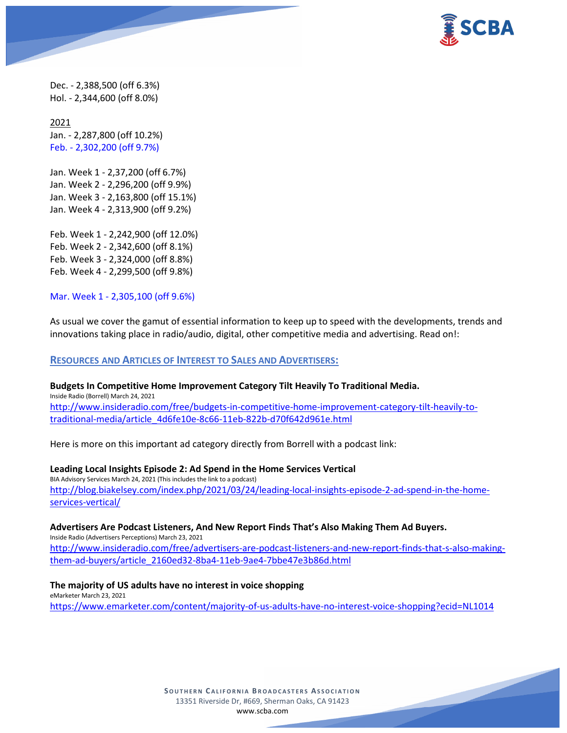Dec. - 2,388,500 (off 6.3%)
Hol. - 2,344,600 (off 8.0%)

2021
Jan. - 2,287,800 (off 10.2%)
Feb. - 2,302,200 (off 9.7%)

Jan. Week 1 - 2,37,200 (off 6.7%)
Jan. Week 2 - 2,296,200 (off 9.9%)
Jan. Week 3 - 2,163,800 (off 15.1%)
Jan. Week 4 - 2,313,900 (off 9.2%)

Feb. Week 1 - 2,242,900 (off 12.0%)
Feb. Week 2 - 2,342,600 (off 8.1%)
Feb. Week 3 - 2,324,000 (off 8.8%)
Feb. Week 4 - 2,299,500 (off 9.8%)

Mar. Week 1 - 2,305,100 (off 9.6%)

As usual we cover the gamut of essential information to keep up to speed with the developments, trends and innovations taking place in radio/audio, digital, other competitive media and advertising. Read on!:

## RESOURCES AND ARTICLES OF INTEREST TO SALES AND ADVERTISERS:

**Budgets In Competitive Home Improvement Category Tilt Heavily To Traditional Media.**
Inside Radio (Borrell) March 24, 2021
http://www.insideradio.com/free/budgets-in-competitive-home-improvement-category-tilt-heavily-to-traditional-media/article_4d6fe10e-8c66-11eb-822b-d70f642d961e.html

Here is more on this important ad category directly from Borrell with a podcast link:

**Leading Local Insights Episode 2: Ad Spend in the Home Services Vertical**
BIA Advisory Services March 24, 2021 (This includes the link to a podcast)
http://blog.biakelsey.com/index.php/2021/03/24/leading-local-insights-episode-2-ad-spend-in-the-home-services-vertical/

**Advertisers Are Podcast Listeners, And New Report Finds That's Also Making Them Ad Buyers.**
Inside Radio (Advertisers Perceptions) March 23, 2021
http://www.insideradio.com/free/advertisers-are-podcast-listeners-and-new-report-finds-that-s-also-making-them-ad-buyers/article_2160ed32-8ba4-11eb-9ae4-7bbe47e3b86d.html

**The majority of US adults have no interest in voice shopping**
eMarketer March 23, 2021
https://www.emarketer.com/content/majority-of-us-adults-have-no-interest-voice-shopping?ecid=NL1014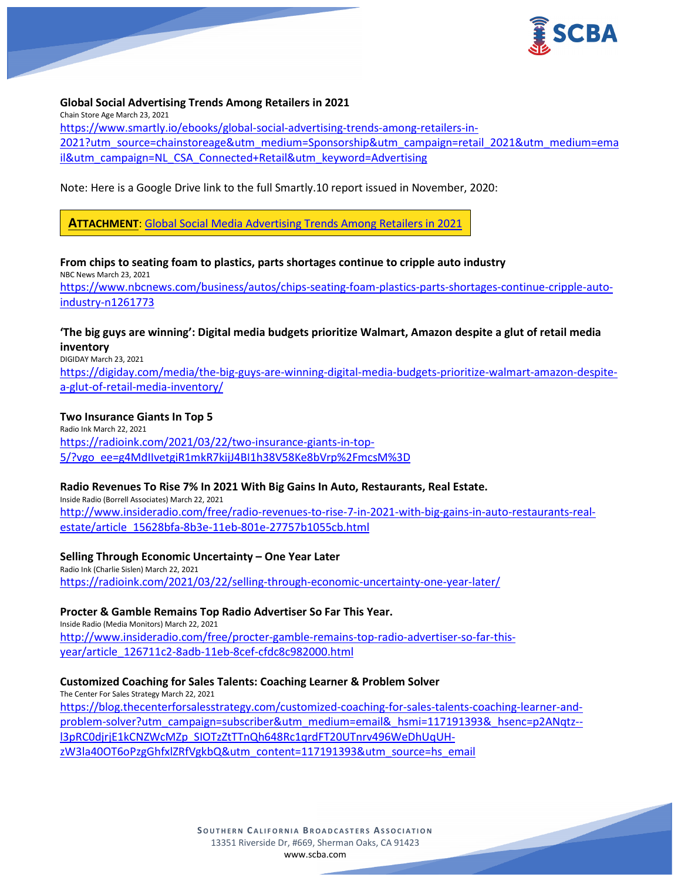**Global Social Advertising Trends Among Retailers in 2021**

Chain Store Age March 23, 2021

https://www.smartly.io/ebooks/global-social-advertising-trends-among-retailers-in-2021?utm_source=chainstoreage&utm_medium=Sponsorship&utm_campaign=retail_2021&utm_medium=email&utm_campaign=NL_CSA_Connected+Retail&utm_keyword=Advertising

Note: Here is a Google Drive link to the full Smartly.10 report issued in November, 2020:

**ATTACHMENT**: Global Social Media Advertising Trends Among Retailers in 2021

**From chips to seating foam to plastics, parts shortages continue to cripple auto industry**

NBC News March 23, 2021

https://www.nbcnews.com/business/autos/chips-seating-foam-plastics-parts-shortages-continue-cripple-auto-industry-n1261773

**'The big guys are winning': Digital media budgets prioritize Walmart, Amazon despite a glut of retail media inventory**

DIGIDAY March 23, 2021

https://digiday.com/media/the-big-guys-are-winning-digital-media-budgets-prioritize-walmart-amazon-despite-a-glut-of-retail-media-inventory/

**Two Insurance Giants In Top 5**

Radio Ink March 22, 2021

https://radioink.com/2021/03/22/two-insurance-giants-in-top-5/?vgo_ee=g4MdIlvetgiR1mkR7kijJ4BI1h38V58Ke8bVrp%2FmcsM%3D

**Radio Revenues To Rise 7% In 2021 With Big Gains In Auto, Restaurants, Real Estate.**

Inside Radio (Borrell Associates) March 22, 2021

http://www.insideradio.com/free/radio-revenues-to-rise-7-in-2021-with-big-gains-in-auto-restaurants-real-estate/article_15628bfa-8b3e-11eb-801e-27757b1055cb.html

**Selling Through Economic Uncertainty – One Year Later**

Radio Ink (Charlie Sislen) March 22, 2021

https://radioink.com/2021/03/22/selling-through-economic-uncertainty-one-year-later/

**Procter & Gamble Remains Top Radio Advertiser So Far This Year.**

Inside Radio (Media Monitors) March 22, 2021

http://www.insideradio.com/free/procter-gamble-remains-top-radio-advertiser-so-far-this-year/article_126711c2-8adb-11eb-8cef-cfdc8c982000.html

**Customized Coaching for Sales Talents: Coaching Learner & Problem Solver**

The Center For Sales Strategy March 22, 2021

https://blog.thecenterforsalesstrategy.com/customized-coaching-for-sales-talents-coaching-learner-and-problem-solver?utm_campaign=subscriber&utm_medium=email&_hsmi=117191393&_hsenc=p2ANqtz--l3pRC0djrjE1kCNZWcMZp_SIOTzZtTTnQh648Rc1qrdFT20UTnrv496WeDhUqUH-zW3la40OT6oPzgGhfxlZRfVgkbQ&utm_content=117191393&utm_source=hs_email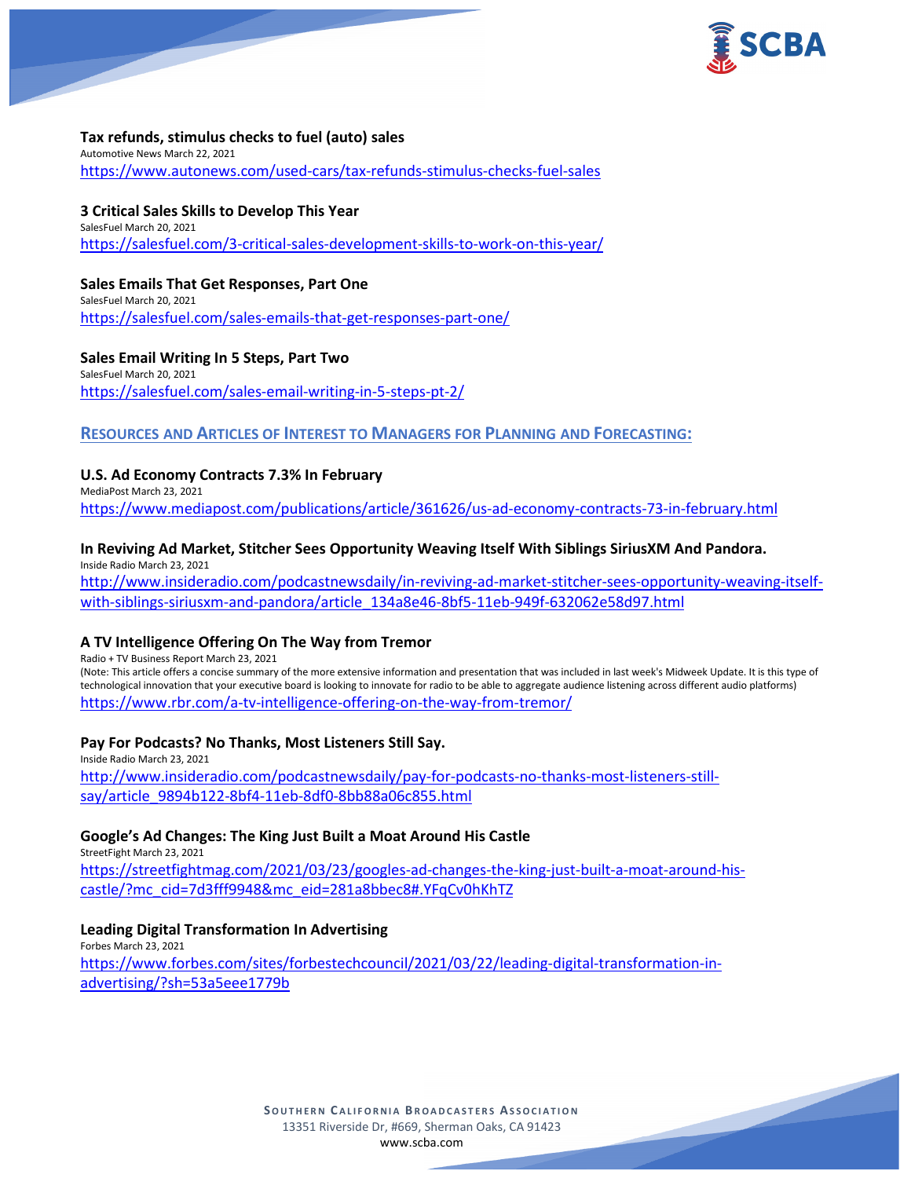**Tax refunds, stimulus checks to fuel (auto) sales**
Automotive News March 22, 2021
https://www.autonews.com/used-cars/tax-refunds-stimulus-checks-fuel-sales

**3 Critical Sales Skills to Develop This Year**
SalesFuel March 20, 2021
https://salesfuel.com/3-critical-sales-development-skills-to-work-on-this-year/

**Sales Emails That Get Responses, Part One**
SalesFuel March 20, 2021
https://salesfuel.com/sales-emails-that-get-responses-part-one/

**Sales Email Writing In 5 Steps, Part Two**
SalesFuel March 20, 2021
https://salesfuel.com/sales-email-writing-in-5-steps-pt-2/

## RESOURCES AND ARTICLES OF INTEREST TO MANAGERS FOR PLANNING AND FORECASTING:

**U.S. Ad Economy Contracts 7.3% In February**
MediaPost March 23, 2021
https://www.mediapost.com/publications/article/361626/us-ad-economy-contracts-73-in-february.html

**In Reviving Ad Market, Stitcher Sees Opportunity Weaving Itself With Siblings SiriusXM And Pandora.**
Inside Radio March 23, 2021
http://www.insideradio.com/podcastnewsdaily/in-reviving-ad-market-stitcher-sees-opportunity-weaving-itself-with-siblings-siriusxm-and-pandora/article_134a8e46-8bf5-11eb-949f-632062e58d97.html

**A TV Intelligence Offering On The Way from Tremor**
Radio + TV Business Report March 23, 2021
(Note: This article offers a concise summary of the more extensive information and presentation that was included in last week's Midweek Update. It is this type of technological innovation that your executive board is looking to innovate for radio to be able to aggregate audience listening across different audio platforms)
https://www.rbr.com/a-tv-intelligence-offering-on-the-way-from-tremor/

**Pay For Podcasts? No Thanks, Most Listeners Still Say.**
Inside Radio March 23, 2021
http://www.insideradio.com/podcastnewsdaily/pay-for-podcasts-no-thanks-most-listeners-still-say/article_9894b122-8bf4-11eb-8df0-8bb88a06c855.html

**Google's Ad Changes: The King Just Built a Moat Around His Castle**
StreetFight March 23, 2021
https://streetfightmag.com/2021/03/23/googles-ad-changes-the-king-just-built-a-moat-around-his-castle/?mc_cid=7d3fff9948&mc_eid=281a8bbec8#.YFqCv0hKhTZ

**Leading Digital Transformation In Advertising**
Forbes March 23, 2021
https://www.forbes.com/sites/forbestechcouncil/2021/03/22/leading-digital-transformation-in-advertising/?sh=53a5eee1779b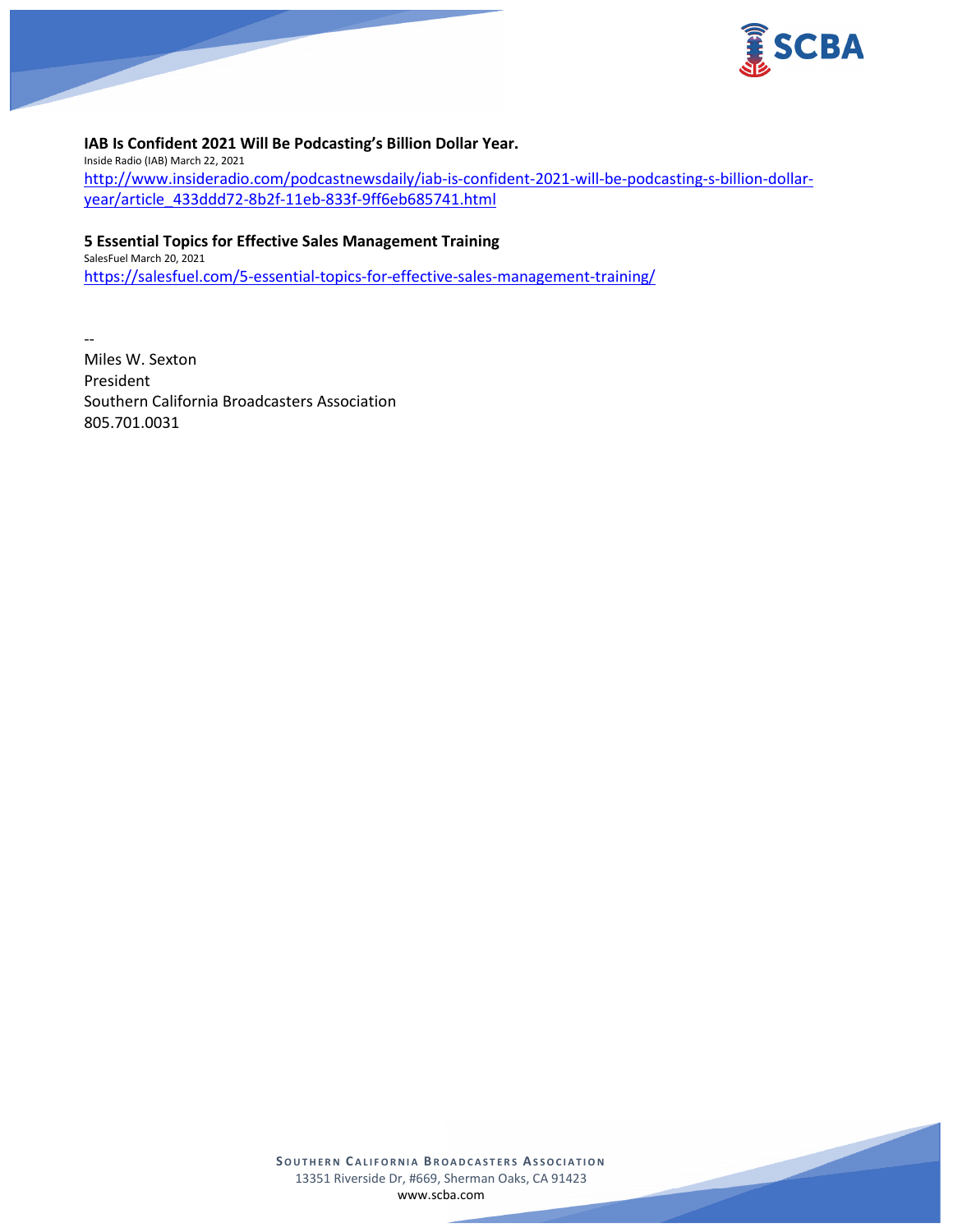**IAB Is Confident 2021 Will Be Podcasting's Billion Dollar Year.**

Inside Radio (IAB) March 22, 2021

http://www.insideradio.com/podcastnewsdaily/iab-is-confident-2021-will-be-podcasting-s-billion-dollar-year/article_433ddd72-8b2f-11eb-833f-9ff6eb685741.html

**5 Essential Topics for Effective Sales Management Training**

SalesFuel March 20, 2021

https://salesfuel.com/5-essential-topics-for-effective-sales-management-training/

--

Miles W. Sexton
President
Southern California Broadcasters Association
805.701.0031